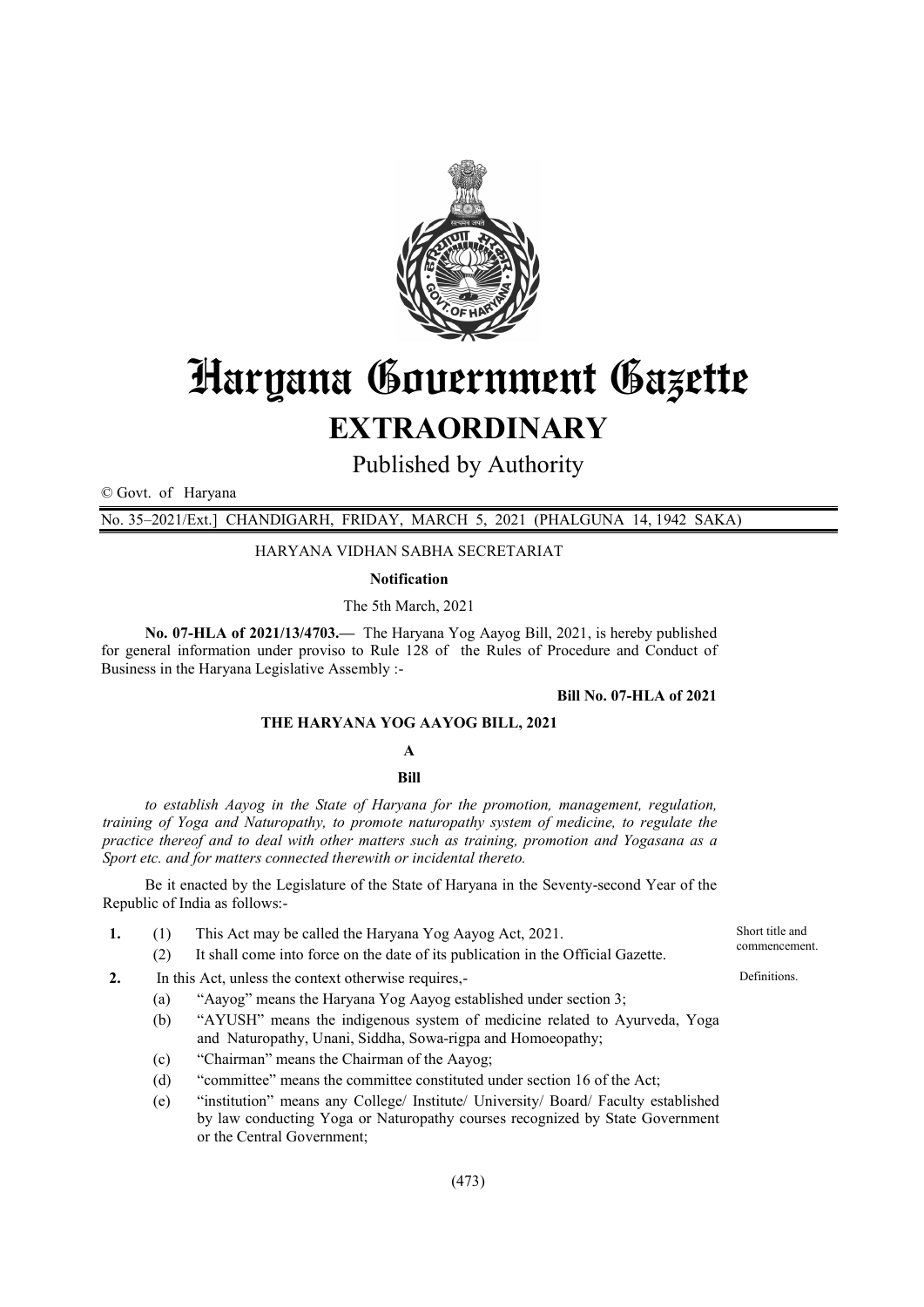# Haryana Government Gazette

## EXTRAORDINARY

Published by Authority

© Govt. of Haryana

No. 35–2021/Ext.] CHANDIGARH, FRIDAY, MARCH 5, 2021 (PHALGUNA 14, 1942 SAKA)

HARYANA VIDHAN SABHA SECRETARIAT

**Notification**

The 5th March, 2021

**No. 07-HLA of 2021/13/4703.—** The Haryana Yog Aayog Bill, 2021, is hereby published for general information under proviso to Rule 128 of the Rules of Procedure and Conduct of Business in the Haryana Legislative Assembly :-

**Bill No. 07-HLA of 2021**

**THE HARYANA YOG AAYOG BILL, 2021**

**A**

**Bill**

*to establish Aayog in the State of Haryana for the promotion, management, regulation, training of Yoga and Naturopathy, to promote naturopathy system of medicine, to regulate the practice thereof and to deal with other matters such as training, promotion and Yogasana as a Sport etc. and for matters connected therewith or incidental thereto.*

Be it enacted by the Legislature of the State of Haryana in the Seventy-second Year of the Republic of India as follows:-

**1.** (1) This Act may be called the Haryana Yog Aayog Act, 2021. *Short title and commencement.*

(2) It shall come into force on the date of its publication in the Official Gazette.

**2.** In this Act, unless the context otherwise requires,- *Definitions.*

(a) "Aayog" means the Haryana Yog Aayog established under section 3;

(b) "AYUSH" means the indigenous system of medicine related to Ayurveda, Yoga and Naturopathy, Unani, Siddha, Sowa-rigpa and Homoeopathy;

(c) "Chairman" means the Chairman of the Aayog;

(d) "committee" means the committee constituted under section 16 of the Act;

(e) "institution" means any College/ Institute/ University/ Board/ Faculty established by law conducting Yoga or Naturopathy courses recognized by State Government or the Central Government;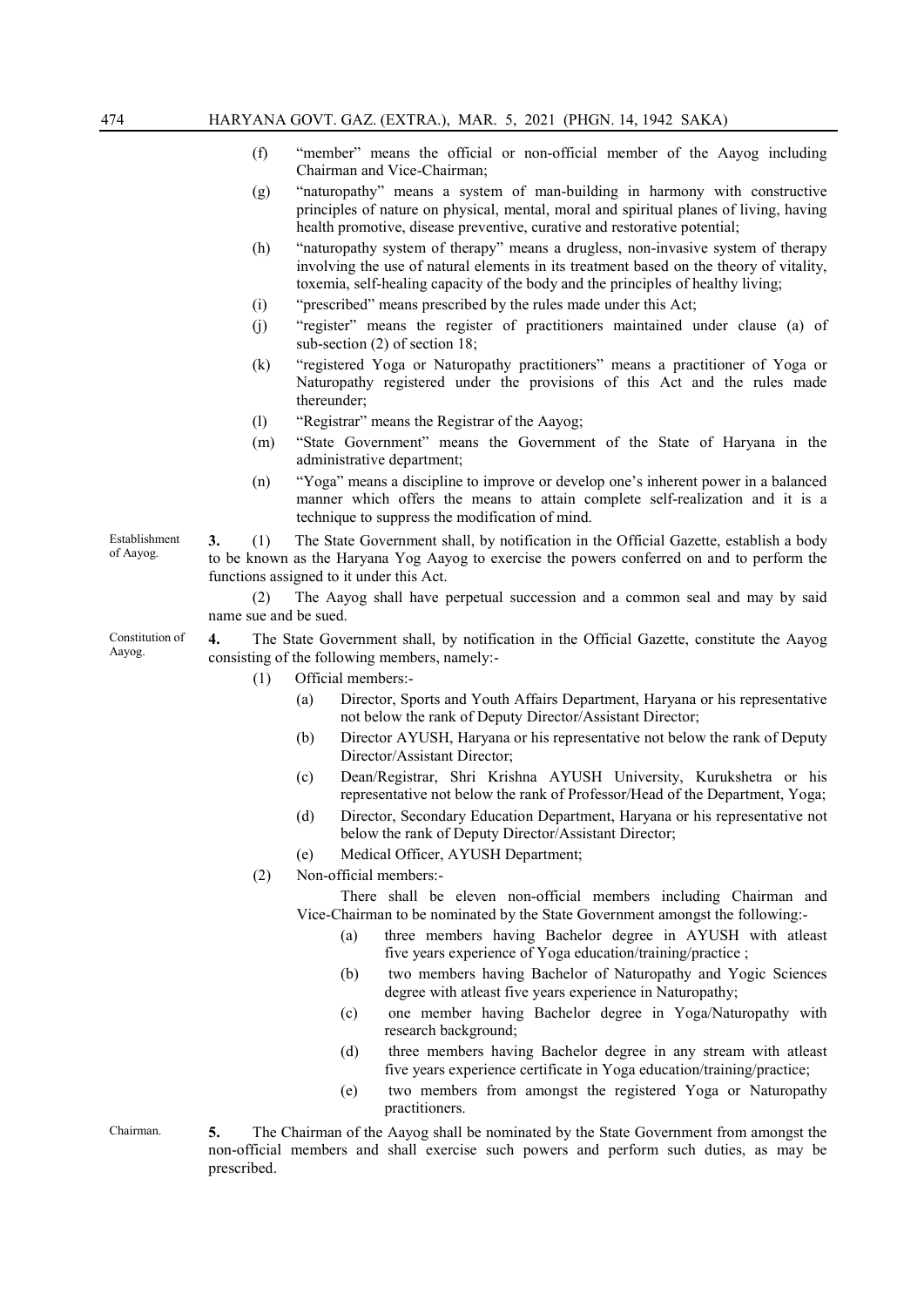(f) "member" means the official or non-official member of the Aayog including Chairman and Vice-Chairman;

(g) "naturopathy" means a system of man-building in harmony with constructive principles of nature on physical, mental, moral and spiritual planes of living, having health promotive, disease preventive, curative and restorative potential;

(h) "naturopathy system of therapy" means a drugless, non-invasive system of therapy involving the use of natural elements in its treatment based on the theory of vitality, toxemia, self-healing capacity of the body and the principles of healthy living;

(i) "prescribed" means prescribed by the rules made under this Act;

(j) "register" means the register of practitioners maintained under clause (a) of sub-section (2) of section 18;

(k) "registered Yoga or Naturopathy practitioners" means a practitioner of Yoga or Naturopathy registered under the provisions of this Act and the rules made thereunder;

(l) "Registrar" means the Registrar of the Aayog;

(m) "State Government" means the Government of the State of Haryana in the administrative department;

(n) "Yoga" means a discipline to improve or develop one's inherent power in a balanced manner which offers the means to attain complete self-realization and it is a technique to suppress the modification of mind.

Establishment of Aayog.

**3.** (1) The State Government shall, by notification in the Official Gazette, establish a body to be known as the Haryana Yog Aayog to exercise the powers conferred on and to perform the functions assigned to it under this Act.

(2) The Aayog shall have perpetual succession and a common seal and may by said name sue and be sued.

Constitution of Aayog.

**4.** The State Government shall, by notification in the Official Gazette, constitute the Aayog consisting of the following members, namely:-

(1) Official members:-

(a) Director, Sports and Youth Affairs Department, Haryana or his representative not below the rank of Deputy Director/Assistant Director;

(b) Director AYUSH, Haryana or his representative not below the rank of Deputy Director/Assistant Director;

(c) Dean/Registrar, Shri Krishna AYUSH University, Kurukshetra or his representative not below the rank of Professor/Head of the Department, Yoga;

(d) Director, Secondary Education Department, Haryana or his representative not below the rank of Deputy Director/Assistant Director;

(e) Medical Officer, AYUSH Department;

(2) Non-official members:-

There shall be eleven non-official members including Chairman and Vice-Chairman to be nominated by the State Government amongst the following:-

(a) three members having Bachelor degree in AYUSH with atleast five years experience of Yoga education/training/practice ;

(b) two members having Bachelor of Naturopathy and Yogic Sciences degree with atleast five years experience in Naturopathy;

(c) one member having Bachelor degree in Yoga/Naturopathy with research background;

(d) three members having Bachelor degree in any stream with atleast five years experience certificate in Yoga education/training/practice;

(e) two members from amongst the registered Yoga or Naturopathy practitioners.

Chairman.

**5.** The Chairman of the Aayog shall be nominated by the State Government from amongst the non-official members and shall exercise such powers and perform such duties, as may be prescribed.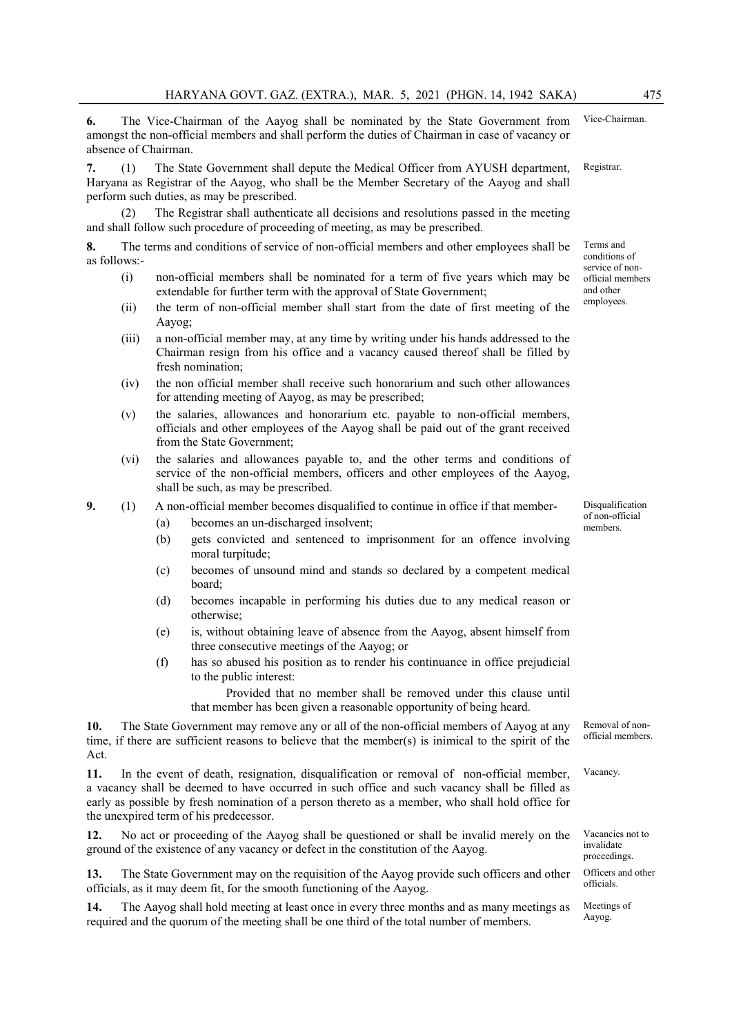**6.** The Vice-Chairman of the Aayog shall be nominated by the State Government from amongst the non-official members and shall perform the duties of Chairman in case of vacancy or absence of Chairman. *Vice-Chairman.*

**7.** (1) The State Government shall depute the Medical Officer from AYUSH department, Haryana as Registrar of the Aayog, who shall be the Member Secretary of the Aayog and shall perform such duties, as may be prescribed. *Registrar.*

(2) The Registrar shall authenticate all decisions and resolutions passed in the meeting and shall follow such procedure of proceeding of meeting, as may be prescribed.

**8.** The terms and conditions of service of non-official members and other employees shall be as follows:- *Terms and conditions of service of non-official members and other employees.*

(i) non-official members shall be nominated for a term of five years which may be extendable for further term with the approval of State Government;

(ii) the term of non-official member shall start from the date of first meeting of the Aayog;

(iii) a non-official member may, at any time by writing under his hands addressed to the Chairman resign from his office and a vacancy caused thereof shall be filled by fresh nomination;

(iv) the non official member shall receive such honorarium and such other allowances for attending meeting of Aayog, as may be prescribed;

(v) the salaries, allowances and honorarium etc. payable to non-official members, officials and other employees of the Aayog shall be paid out of the grant received from the State Government;

(vi) the salaries and allowances payable to, and the other terms and conditions of service of the non-official members, officers and other employees of the Aayog, shall be such, as may be prescribed.

**9.** (1) A non-official member becomes disqualified to continue in office if that member- *Disqualification of non-official members.*

(a) becomes an un-discharged insolvent;

(b) gets convicted and sentenced to imprisonment for an offence involving moral turpitude;

(c) becomes of unsound mind and stands so declared by a competent medical board;

(d) becomes incapable in performing his duties due to any medical reason or otherwise;

(e) is, without obtaining leave of absence from the Aayog, absent himself from three consecutive meetings of the Aayog; or

(f) has so abused his position as to render his continuance in office prejudicial to the public interest:

Provided that no member shall be removed under this clause until that member has been given a reasonable opportunity of being heard.

**10.** The State Government may remove any or all of the non-official members of Aayog at any time, if there are sufficient reasons to believe that the member(s) is inimical to the spirit of the Act. *Removal of non-official members.*

**11.** In the event of death, resignation, disqualification or removal of non-official member, a vacancy shall be deemed to have occurred in such office and such vacancy shall be filled as early as possible by fresh nomination of a person thereto as a member, who shall hold office for the unexpired term of his predecessor. *Vacancy.*

**12.** No act or proceeding of the Aayog shall be questioned or shall be invalid merely on the ground of the existence of any vacancy or defect in the constitution of the Aayog. *Vacancies not to invalidate proceedings.*

**13.** The State Government may on the requisition of the Aayog provide such officers and other officials, as it may deem fit, for the smooth functioning of the Aayog. *Officers and other officials.*

**14.** The Aayog shall hold meeting at least once in every three months and as many meetings as required and the quorum of the meeting shall be one third of the total number of members. *Meetings of Aayog.*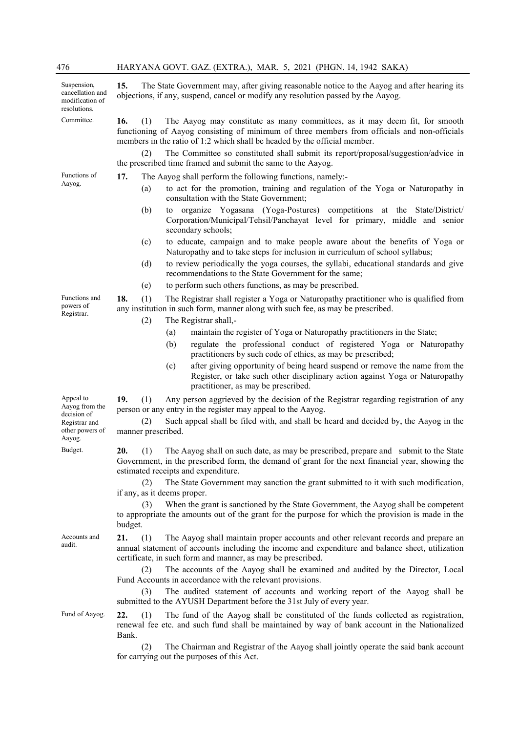**Suspension, cancellation and modification of resolutions.**

**15.** The State Government may, after giving reasonable notice to the Aayog and after hearing its objections, if any, suspend, cancel or modify any resolution passed by the Aayog.

**Committee.**

**16.** (1) The Aayog may constitute as many committees, as it may deem fit, for smooth functioning of Aayog consisting of minimum of three members from officials and non-officials members in the ratio of 1:2 which shall be headed by the official member.

(2) The Committee so constituted shall submit its report/proposal/suggestion/advice in the prescribed time framed and submit the same to the Aayog.

**Functions of Aayog.**

**17.** The Aayog shall perform the following functions, namely:-

(a) to act for the promotion, training and regulation of the Yoga or Naturopathy in consultation with the State Government;

(b) to organize Yogasana (Yoga-Postures) competitions at the State/District/ Corporation/Municipal/Tehsil/Panchayat level for primary, middle and senior secondary schools;

(c) to educate, campaign and to make people aware about the benefits of Yoga or Naturopathy and to take steps for inclusion in curriculum of school syllabus;

(d) to review periodically the yoga courses, the syllabi, educational standards and give recommendations to the State Government for the same;

(e) to perform such others functions, as may be prescribed.

**Functions and powers of Registrar.**

**18.** (1) The Registrar shall register a Yoga or Naturopathy practitioner who is qualified from any institution in such form, manner along with such fee, as may be prescribed.

(2) The Registrar shall,-

(a) maintain the register of Yoga or Naturopathy practitioners in the State;

(b) regulate the professional conduct of registered Yoga or Naturopathy practitioners by such code of ethics, as may be prescribed;

(c) after giving opportunity of being heard suspend or remove the name from the Register, or take such other disciplinary action against Yoga or Naturopathy practitioner, as may be prescribed.

**Appeal to Aayog from the decision of Registrar and other powers of Aayog.**

**19.** (1) Any person aggrieved by the decision of the Registrar regarding registration of any person or any entry in the register may appeal to the Aayog.

(2) Such appeal shall be filed with, and shall be heard and decided by, the Aayog in the manner prescribed.

**Budget.**

**20.** (1) The Aayog shall on such date, as may be prescribed, prepare and submit to the State Government, in the prescribed form, the demand of grant for the next financial year, showing the estimated receipts and expenditure.

(2) The State Government may sanction the grant submitted to it with such modification, if any, as it deems proper.

(3) When the grant is sanctioned by the State Government, the Aayog shall be competent to appropriate the amounts out of the grant for the purpose for which the provision is made in the budget.

**Accounts and audit.**

**21.** (1) The Aayog shall maintain proper accounts and other relevant records and prepare an annual statement of accounts including the income and expenditure and balance sheet, utilization certificate, in such form and manner, as may be prescribed.

(2) The accounts of the Aayog shall be examined and audited by the Director, Local Fund Accounts in accordance with the relevant provisions.

(3) The audited statement of accounts and working report of the Aayog shall be submitted to the AYUSH Department before the 31st July of every year.

**Fund of Aayog.**

**22.** (1) The fund of the Aayog shall be constituted of the funds collected as registration, renewal fee etc. and such fund shall be maintained by way of bank account in the Nationalized Bank.

(2) The Chairman and Registrar of the Aayog shall jointly operate the said bank account for carrying out the purposes of this Act.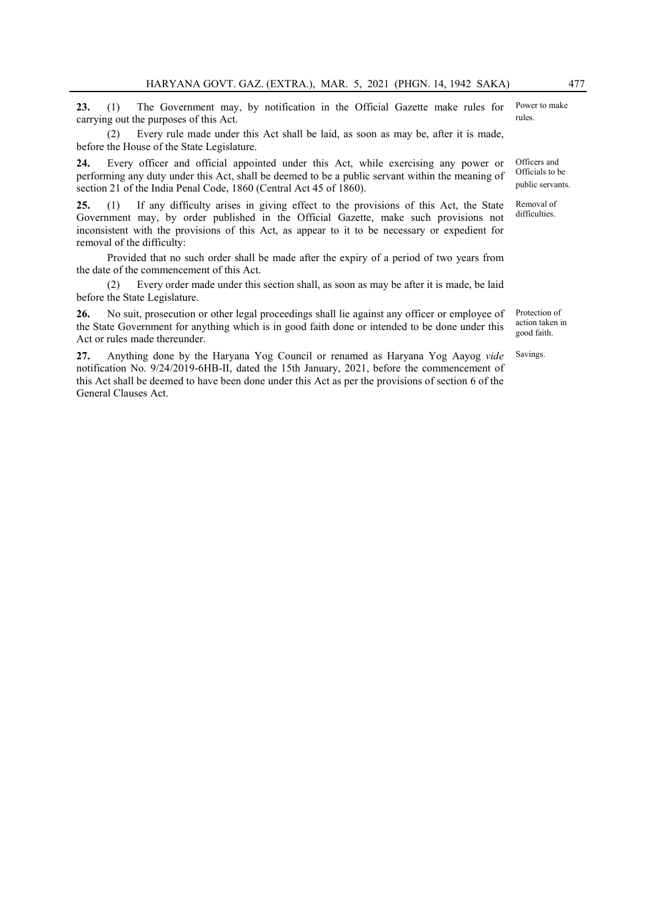**23.** (1) The Government may, by notification in the Official Gazette make rules for carrying out the purposes of this Act. *Power to make rules.*

(2) Every rule made under this Act shall be laid, as soon as may be, after it is made, before the House of the State Legislature.

**24.** Every officer and official appointed under this Act, while exercising any power or performing any duty under this Act, shall be deemed to be a public servant within the meaning of section 21 of the India Penal Code, 1860 (Central Act 45 of 1860). *Officers and Officials to be public servants.*

**25.** (1) If any difficulty arises in giving effect to the provisions of this Act, the State Government may, by order published in the Official Gazette, make such provisions not inconsistent with the provisions of this Act, as appear to it to be necessary or expedient for removal of the difficulty: *Removal of difficulties.*

Provided that no such order shall be made after the expiry of a period of two years from the date of the commencement of this Act.

(2) Every order made under this section shall, as soon as may be after it is made, be laid before the State Legislature.

**26.** No suit, prosecution or other legal proceedings shall lie against any officer or employee of the State Government for anything which is in good faith done or intended to be done under this Act or rules made thereunder. *Protection of action taken in good faith.*

**27.** Anything done by the Haryana Yog Council or renamed as Haryana Yog Aayog *vide* notification No. 9/24/2019-6HB-II, dated the 15th January, 2021, before the commencement of this Act shall be deemed to have been done under this Act as per the provisions of section 6 of the General Clauses Act. *Savings.*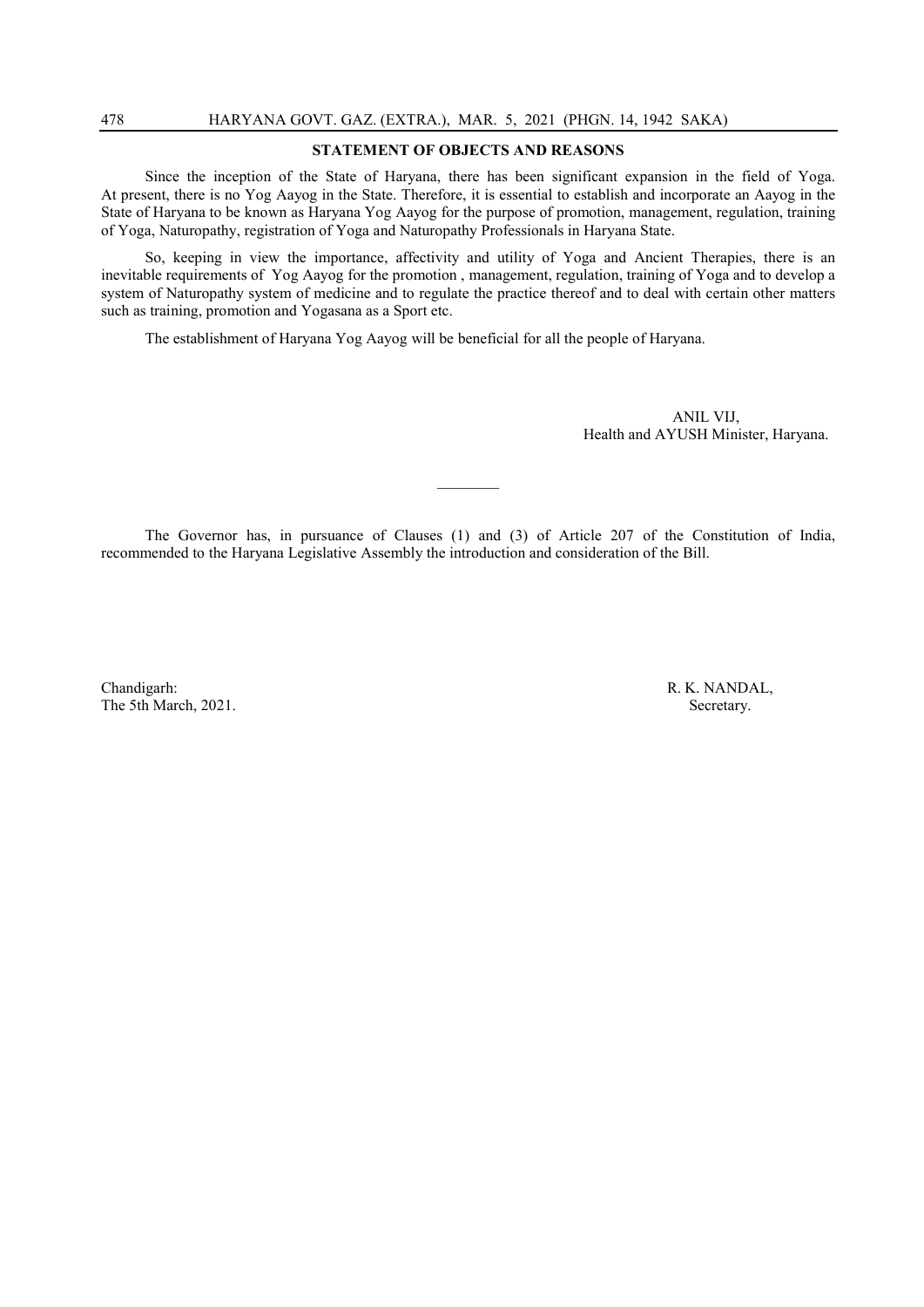## STATEMENT OF OBJECTS AND REASONS

Since the inception of the State of Haryana, there has been significant expansion in the field of Yoga. At present, there is no Yog Aayog in the State. Therefore, it is essential to establish and incorporate an Aayog in the State of Haryana to be known as Haryana Yog Aayog for the purpose of promotion, management, regulation, training of Yoga, Naturopathy, registration of Yoga and Naturopathy Professionals in Haryana State.

So, keeping in view the importance, affectivity and utility of Yoga and Ancient Therapies, there is an inevitable requirements of Yog Aayog for the promotion , management, regulation, training of Yoga and to develop a system of Naturopathy system of medicine and to regulate the practice thereof and to deal with certain other matters such as training, promotion and Yogasana as a Sport etc.

The establishment of Haryana Yog Aayog will be beneficial for all the people of Haryana.

ANIL VIJ,
Health and AYUSH Minister, Haryana.

---

The Governor has, in pursuance of Clauses (1) and (3) of Article 207 of the Constitution of India, recommended to the Haryana Legislative Assembly the introduction and consideration of the Bill.

Chandigarh:
The 5th March, 2021.

R. K. NANDAL,
Secretary.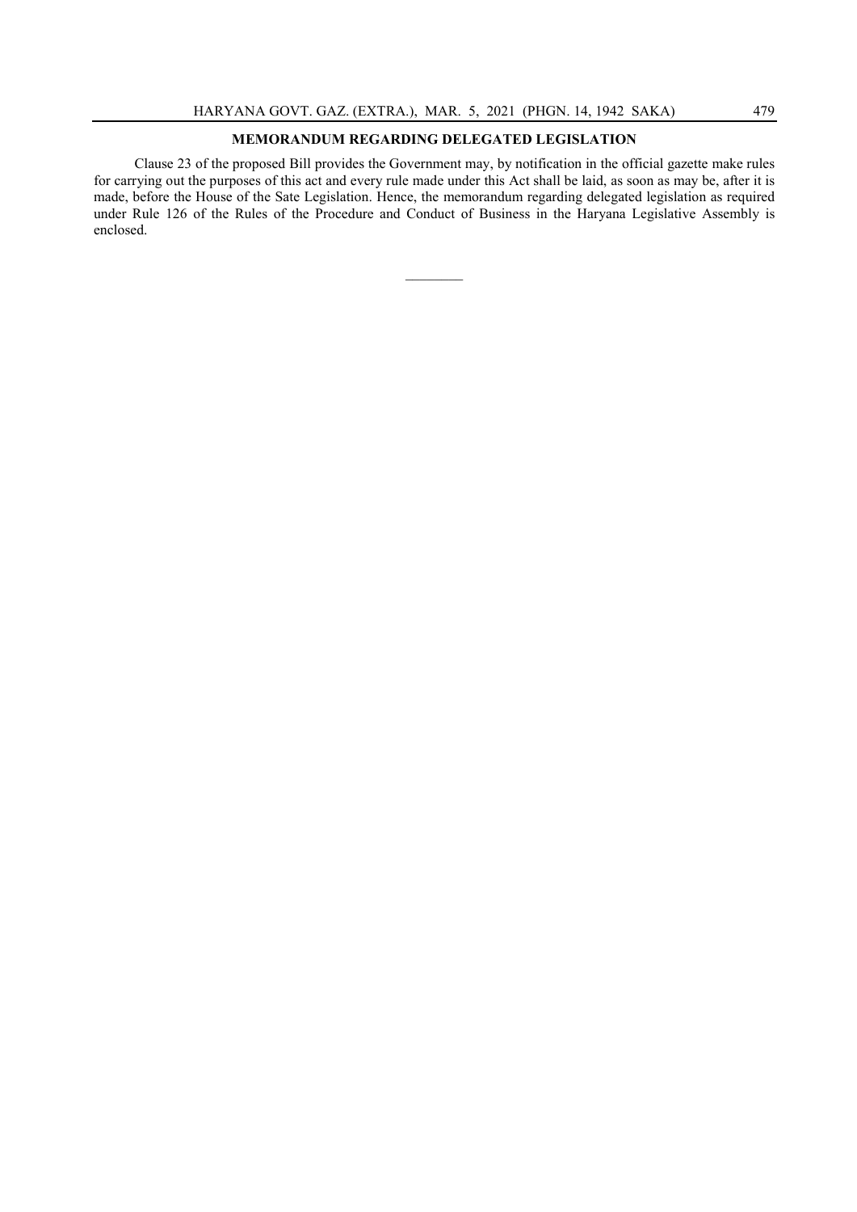## MEMORANDUM REGARDING DELEGATED LEGISLATION

Clause 23 of the proposed Bill provides the Government may, by notification in the official gazette make rules for carrying out the purposes of this act and every rule made under this Act shall be laid, as soon as may be, after it is made, before the House of the Sate Legislation. Hence, the memorandum regarding delegated legislation as required under Rule 126 of the Rules of the Procedure and Conduct of Business in the Haryana Legislative Assembly is enclosed.

---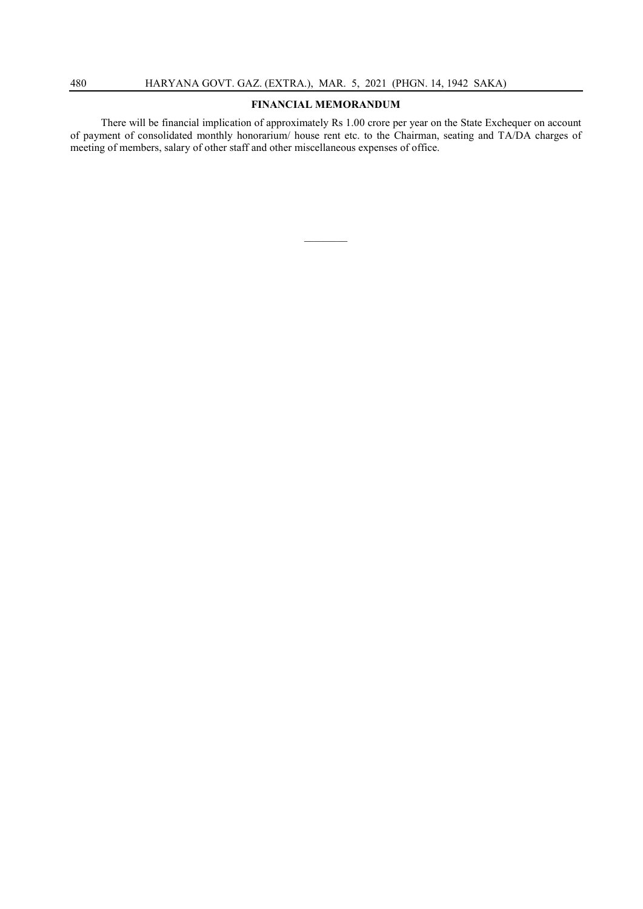## FINANCIAL MEMORANDUM

There will be financial implication of approximately Rs 1.00 crore per year on the State Exchequer on account of payment of consolidated monthly honorarium/ house rent etc. to the Chairman, seating and TA/DA charges of meeting of members, salary of other staff and other miscellaneous expenses of office.

---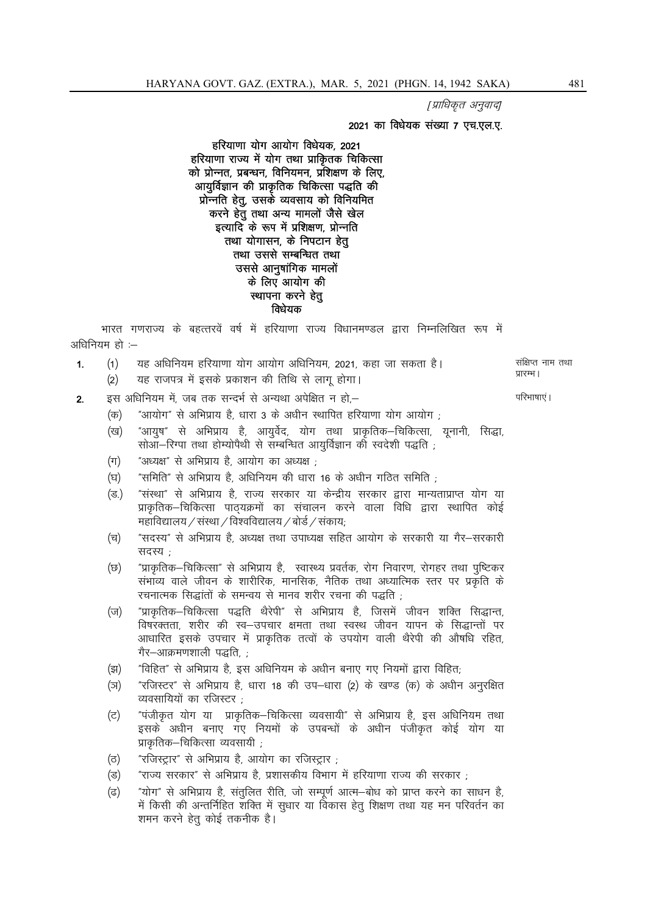*[प्राधिकृत अनुवाद]*

**2021 का विधेयक संख्या 7 एच.एल.ए.**

## हरियाणा योग आयोग विधेयक, 2021

**हरियाणा राज्य में योग तथा प्राकृतिक चिकित्सा को प्रोन्नत, प्रबन्धन, विनियमन, प्रशिक्षण के लिए, आयुर्विज्ञान की प्राकृतिक चिकित्सा पद्धति की प्रोन्नति हेतु, उसके व्यवसाय को विनियमित करने हेतु तथा अन्य मामलों जैसे खेल इत्यादि के रूप में प्रशिक्षण, प्रोन्नति तथा योगासन, के निपटान हेतु तथा उससे सम्बन्धित तथा उससे आनुषांगिक मामलों के लिए आयोग की स्थापना करने हेतु विधेयक**

भारत गणराज्य के बहत्तरवें वर्ष में हरियाणा राज्य विधानमण्डल द्वारा निम्नलिखित रूप में अधिनियम हो :–

**1.** (1) यह अधिनियम हरियाणा योग आयोग अधिनियम, 2021, कहा जा सकता है। *संक्षिप्त नाम तथा प्रारम्भ।*

(2) यह राजपत्र में इसके प्रकाशन की तिथि से लागू होगा।

**2.** इस अधिनियम में, जब तक सन्दर्भ से अन्यथा अपेक्षित न हो,– *परिभाषाएं।*

(क) "आयोग" से अभिप्राय है, धारा 3 के अधीन स्थापित हरियाणा योग आयोग ;

(ख) "आयुष" से अभिप्राय है, आयुर्वेद, योग तथा प्राकृतिक–चिकित्सा, यूनानी, सिद्धा, सोआ–रिग्पा तथा होम्योपैथी से सम्बन्धित आयुर्विज्ञान की स्वदेशी पद्धति ;

(ग) "अध्यक्ष" से अभिप्राय है, आयोग का अध्यक्ष ;

(घ) "समिति" से अभिप्राय है, अधिनियम की धारा 16 के अधीन गठित समिति ;

(ङ.) "संस्था" से अभिप्राय है, राज्य सरकार या केन्द्रीय सरकार द्वारा मान्यताप्राप्त योग या प्राकृतिक–चिकित्सा पाठ्यक्रमों का संचालन करने वाला विधि द्वारा स्थापित कोई महाविद्यालय / संस्था / विश्वविद्यालय / बोर्ड / संकाय;

(च) "सदस्य" से अभिप्राय है, अध्यक्ष तथा उपाध्यक्ष सहित आयोग के सरकारी या गैर–सरकारी सदस्य ;

(छ) "प्राकृतिक–चिकित्सा" से अभिप्राय है, स्वास्थ्य प्रवर्तक, रोग निवारण, रोगहर तथा पुष्टिकर संभाव्य वाले जीवन के शारीरिक, मानसिक, नैतिक तथा अध्यात्मिक स्तर पर प्रकृति के रचनात्मक सिद्धांतों के समन्वय से मानव शरीर रचना की पद्धति ;

(ज) "प्राकृतिक–चिकित्सा पद्धति थैरेपी" से अभिप्राय है, जिसमें जीवन शक्ति सिद्धान्त, विषरक्तता, शरीर की स्व–उपचार क्षमता तथा स्वस्थ जीवन यापन के सिद्धान्तों पर आधारित इसके उपचार में प्राकृतिक तत्वों के उपयोग वाली थैरेपी की औषधि रहित, गैर–आक्रमणशाली पद्धति, ;

(झ) "विहित" से अभिप्राय है, इस अधिनियम के अधीन बनाए गए नियमों द्वारा विहित;

(ञ) "रजिस्टर" से अभिप्राय है, धारा 18 की उप–धारा (2) के खण्ड (क) के अधीन अनुरक्षित व्यवसायियों का रजिस्टर ;

(ट) "पंजीकृत योग या प्राकृतिक–चिकित्सा व्यवसायी" से अभिप्राय है, इस अधिनियम तथा इसके अधीन बनाए गए नियमों के उपबन्धों के अधीन पंजीकृत कोई योग या प्राकृतिक–चिकित्सा व्यवसायी ;

(ठ) "रजिस्ट्रार" से अभिप्राय है, आयोग का रजिस्ट्रार ;

(ड) "राज्य सरकार" से अभिप्राय है, प्रशासकीय विभाग में हरियाणा राज्य की सरकार ;

(ढ) "योग" से अभिप्राय है, संतुलित रीति, जो सम्पूर्ण आत्म–बोध को प्राप्त करने का साधन है, में किसी की अन्तर्निहित शक्ति में सुधार या विकास हेतु शिक्षण तथा यह मन परिवर्तन का शमन करने हेतु कोई तकनीक है।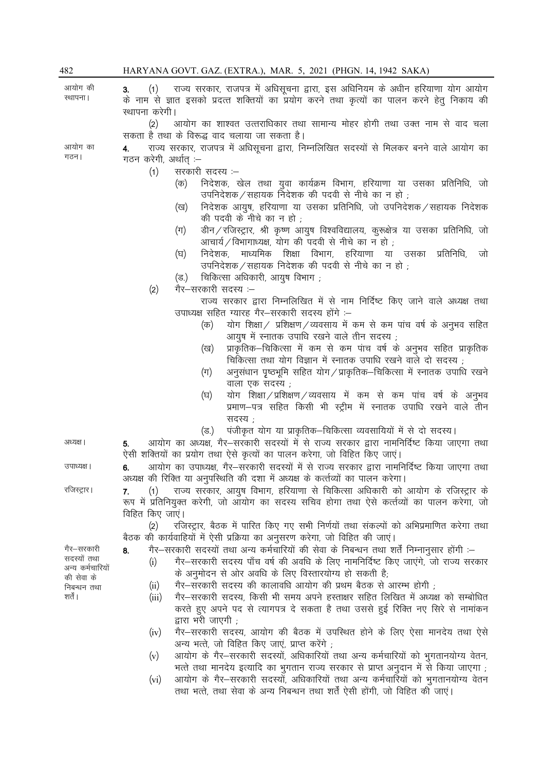आयोग की स्थापना।

**3.** (1) राज्य सरकार, राजपत्र में अधिसूचना द्वारा, इस अधिनियम के अधीन हरियाणा योग आयोग के नाम से ज्ञात इसको प्रदत्त शक्तियों का प्रयोग करने तथा कृत्यों का पालन करने हेतु निकाय की स्थापना करेगी।

(2) आयोग का शाश्वत उत्तराधिकार तथा सामान्य मोहर होगी तथा उक्त नाम से वाद चला सकता है तथा के विरुद्ध वाद चलाया जा सकता है।

आयोग का गठन।

**4.** राज्य सरकार, राजपत्र में अधिसूचना द्वारा, निम्नलिखित सदस्यों से मिलकर बनने वाले आयोग का गठन करेगी, अर्थात् :–

(1) सरकारी सदस्य :–

(क) निदेशक, खेल तथा युवा कार्यक्रम विभाग, हरियाणा या उसका प्रतिनिधि, जो उपनिदेशक/सहायक निदेशक की पदवी से नीचे का न हो ;

(ख) निदेशक आयुष, हरियाणा या उसका प्रतिनिधि, जो उपनिदेशक/सहायक निदेशक की पदवी के नीचे का न हो ;

(ग) डीन/रजिस्ट्रार, श्री कृष्ण आयुष विश्वविद्यालय, कुरुक्षेत्र या उसका प्रतिनिधि, जो आचार्य/विभागाध्यक्ष, योग की पदवी से नीचे का न हो ;

(घ) निदेशक, माध्यमिक शिक्षा विभाग, हरियाणा या उसका प्रतिनिधि, जो उपनिदेशक/सहायक निदेशक की पदवी से नीचे का न हो ;

(ङ.) चिकित्सा अधिकारी, आयुष विभाग ;

(2) गैर–सरकारी सदस्य :–

राज्य सरकार द्वारा निम्नलिखित में से नाम निर्दिष्ट किए जाने वाले अध्यक्ष तथा उपाध्यक्ष सहित ग्यारह गैर–सरकारी सदस्य होंगे :–

(क) योग शिक्षा/ प्रशिक्षण/व्यवसाय में कम से कम पांच वर्ष के अनुभव सहित आयुष में स्नातक उपाधि रखने वाले तीन सदस्य ;

(ख) प्राकृतिक–चिकित्सा में कम से कम पांच वर्ष के अनुभव सहित प्राकृतिक चिकित्सा तथा योग विज्ञान में स्नातक उपाधि रखने वाले दो सदस्य ;

(ग) अनुसंधान पृष्ठभूमि सहित योग/प्राकृतिक–चिकित्सा में स्नातक उपाधि रखने वाला एक सदस्य ;

(घ) योग शिक्षा/प्रशिक्षण/व्यवसाय में कम से कम पांच वर्ष के अनुभव प्रमाण–पत्र सहित किसी भी स्ट्रीम में स्नातक उपाधि रखने वाले तीन सदस्य ;

(ङ.) पंजीकृत योग या प्राकृतिक–चिकित्सा व्यवसायियों में से दो सदस्य।

अध्यक्ष।

**5.** आयोग का अध्यक्ष, गैर–सरकारी सदस्यों में से राज्य सरकार द्वारा नामनिर्दिष्ट किया जाएगा तथा ऐसी शक्तियों का प्रयोग तथा ऐसे कृत्यों का पालन करेगा, जो विहित किए जाएं।

उपाध्यक्ष।

**6.** आयोग का उपाध्यक्ष, गैर–सरकारी सदस्यों में से राज्य सरकार द्वारा नामनिर्दिष्ट किया जाएगा तथा अध्यक्ष की रिक्ति या अनुपस्थिति की दशा में अध्यक्ष के कर्त्तव्यों का पालन करेगा।

रजिस्ट्रार।

**7.** (1) राज्य सरकार, आयुष विभाग, हरियाणा से चिकित्सा अधिकारी को आयोग के रजिस्ट्रार के रूप में प्रतिनियुक्त करेगी, जो आयोग का सदस्य सचिव होगा तथा ऐसे कर्त्तव्यों का पालन करेगा, जो विहित किए जाएं।

(2) रजिस्ट्रार, बैठक में पारित किए गए सभी निर्णयों तथा संकल्पों को अभिप्रमाणित करेगा तथा बैठक की कार्यवाहियों में ऐसी प्रक्रिया का अनुसरण करेगा, जो विहित की जाएं।

गैर–सरकारी सदस्यों तथा अन्य कर्मचारियों की सेवा के निबन्धन तथा शर्तें।

**8.** गैर–सरकारी सदस्यों तथा अन्य कर्मचारियों की सेवा के निबन्धन तथा शर्तें निम्नानुसार होंगी :–

(i) गैर–सरकारी सदस्य पाँच वर्ष की अवधि के लिए नामनिर्दिष्ट किए जाएंगे, जो राज्य सरकार के अनुमोदन से ओर अवधि के लिए विस्तारयोग्य हो सकती है;

(ii) गैर–सरकारी सदस्य की कालावधि आयोग की प्रथम बैठक से आरम्भ होगी ;

(iii) गैर–सरकारी सदस्य, किसी भी समय अपने हस्ताक्षर सहित लिखित में अध्यक्ष को सम्बोधित करते हुए अपने पद से त्यागपत्र दे सकता है तथा उससे हुई रिक्ति नए सिरे से नामांकन द्वारा भरी जाएगी ;

(iv) गैर–सरकारी सदस्य, आयोग की बैठक में उपस्थित होने के लिए ऐसा मानदेय तथा ऐसे अन्य भत्ते, जो विहित किए जाएं, प्राप्त करेंगे ;

(v) आयोग के गैर–सरकारी सदस्यों, अधिकारियों तथा अन्य कर्मचारियों को भुगतानयोग्य वेतन, भत्ते तथा मानदेय इत्यादि का भुगतान राज्य सरकार से प्राप्त अनुदान में से किया जाएगा ;

(vi) आयोग के गैर–सरकारी सदस्यों, अधिकारियों तथा अन्य कर्मचारियों को भुगतानयोग्य वेतन तथा भत्ते, तथा सेवा के अन्य निबन्धन तथा शर्तें ऐसी होंगी, जो विहित की जाएं।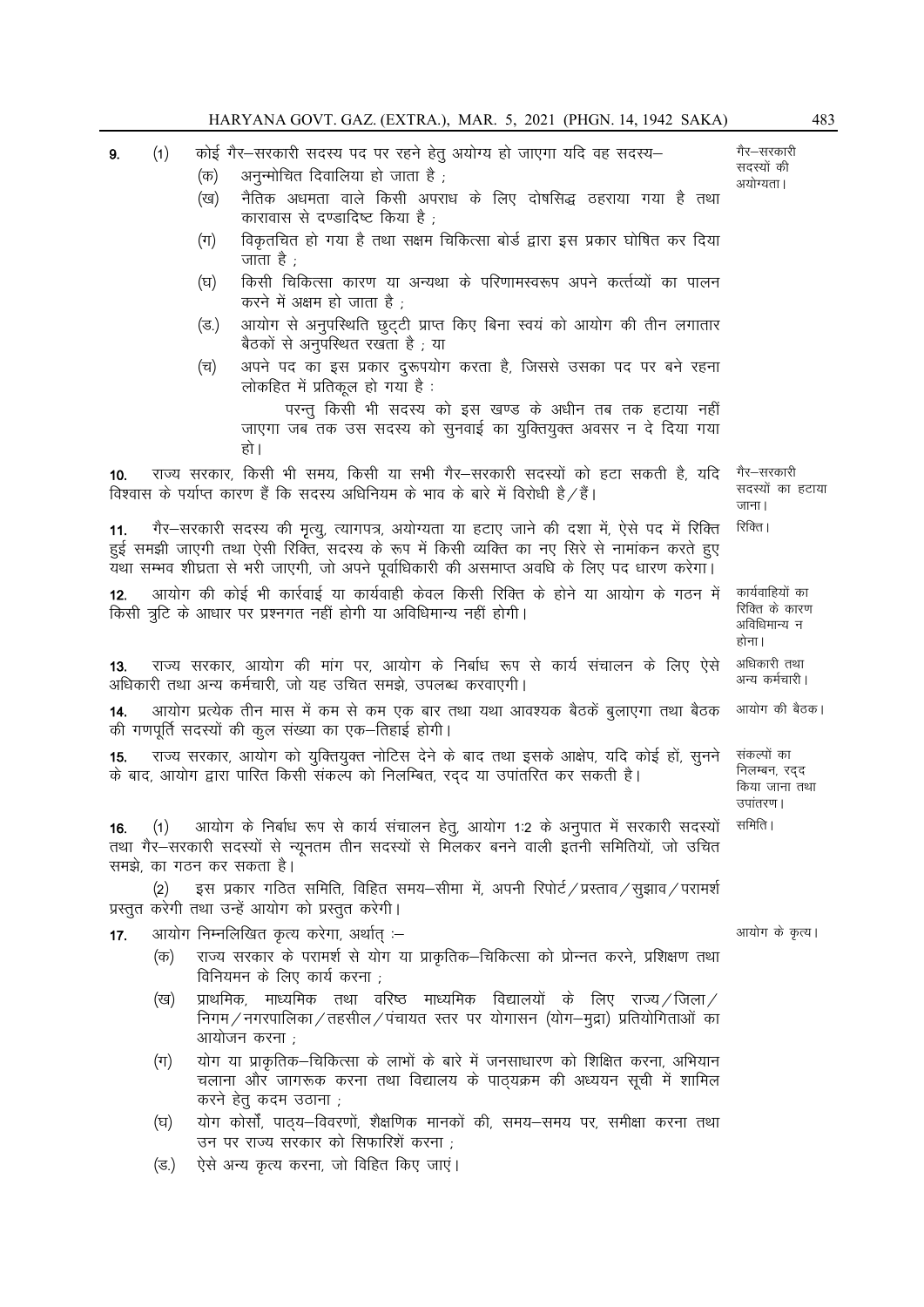**9.** (1) कोई गैर–सरकारी सदस्य पद पर रहने हेतु अयोग्य हो जाएगा यदि वह सदस्य– 

*गैर–सरकारी सदस्यों की अयोग्यता।*

(क) अनुन्मोचित दिवालिया हो जाता है ;

(ख) नैतिक अधमता वाले किसी अपराध के लिए दोषसिद्ध ठहराया गया है तथा कारावास से दण्डादिष्ट किया है ;

(ग) विकृतचित हो गया है तथा सक्षम चिकित्सा बोर्ड द्वारा इस प्रकार घोषित कर दिया जाता है ;

(घ) किसी चिकित्सा कारण या अन्यथा के परिणामस्वरूप अपने कर्त्तव्यों का पालन करने में अक्षम हो जाता है ;

(ङ.) आयोग से अनुपस्थिति छुट्टी प्राप्त किए बिना स्वयं को आयोग की तीन लगातार बैठकों से अनुपस्थित रखता है ; या

(च) अपने पद का इस प्रकार दुरूपयोग करता है, जिससे उसका पद पर बने रहना लोकहित में प्रतिकूल हो गया है :

परन्तु किसी भी सदस्य को इस खण्ड के अधीन तब तक हटाया नहीं जाएगा जब तक उस सदस्य को सुनवाई का युक्तियुक्त अवसर न दे दिया गया हो।

**10.** राज्य सरकार, किसी भी समय, किसी या सभी गैर–सरकारी सदस्यों को हटा सकती है, यदि विश्वास के पर्याप्त कारण हैं कि सदस्य अधिनियम के भाव के बारे में विरोधी है/हैं। 

*गैर–सरकारी सदस्यों का हटाया जाना।*

**11.** गैर–सरकारी सदस्य की मृत्यु, त्यागपत्र, अयोग्यता या हटाए जाने की दशा में, ऐसे पद में रिक्ति हुई समझी जाएगी तथा ऐसी रिक्ति, सदस्य के रूप में किसी व्यक्ति का नए सिरे से नामांकन करते हुए यथा सम्भव शीघ्रता से भरी जाएगी, जो अपने पूर्वाधिकारी की असमाप्त अवधि के लिए पद धारण करेगा। 

*रिक्ति।*

**12.** आयोग की कोई भी कार्रवाई या कार्यवाही केवल किसी रिक्ति के होने या आयोग के गठन में किसी त्रुटि के आधार पर प्रश्नगत नहीं होगी या अविधिमान्य नहीं होगी। 

*कार्यवाहियों का रिक्ति के कारण अविधिमान्य न होना।*

**13.** राज्य सरकार, आयोग की मांग पर, आयोग के निर्बाध रूप से कार्य संचालन के लिए ऐसे अधिकारी तथा अन्य कर्मचारी, जो यह उचित समझे, उपलब्ध करवाएगी। 

*अधिकारी तथा अन्य कर्मचारी।*

**14.** आयोग प्रत्येक तीन मास में कम से कम एक बार तथा यथा आवश्यक बैठकें बुलाएगा तथा बैठक की गणपूर्ति सदस्यों की कुल संख्या का एक–तिहाई होगी। 

*आयोग की बैठक।*

**15.** राज्य सरकार, आयोग को युक्तियुक्त नोटिस देने के बाद तथा इसके आक्षेप, यदि कोई हों, सुनने के बाद, आयोग द्वारा पारित किसी संकल्प को निलम्बित, रद्द या उपांतरित कर सकती है। 

*संकल्पों का निलम्बन, रद्द किया जाना तथा उपांतरण।*

**16.** (1) आयोग के निर्बाध रूप से कार्य संचालन हेतु, आयोग 1:2 के अनुपात में सरकारी सदस्यों तथा गैर–सरकारी सदस्यों से न्यूनतम तीन सदस्यों से मिलकर बनने वाली इतनी समितियों, जो उचित समझे, का गठन कर सकता है। 

*समिति।*

(2) इस प्रकार गठित समिति, विहित समय–सीमा में, अपनी रिपोर्ट/प्रस्ताव/सुझाव/परामर्श प्रस्तुत करेगी तथा उन्हें आयोग को प्रस्तुत करेगी।

**17.** आयोग निम्नलिखित कृत्य करेगा, अर्थात् :– 

*आयोग के कृत्य।*

(क) राज्य सरकार के परामर्श से योग या प्राकृतिक–चिकित्सा को प्रोन्नत करने, प्रशिक्षण तथा विनियमन के लिए कार्य करना ;

(ख) प्राथमिक, माध्यमिक तथा वरिष्ठ माध्यमिक विद्यालयों के लिए राज्य/जिला/निगम/नगरपालिका/तहसील/पंचायत स्तर पर योगासन (योग–मुद्रा) प्रतियोगिताओं का आयोजन करना ;

(ग) योग या प्राकृतिक–चिकित्सा के लाभों के बारे में जनसाधारण को शिक्षित करना, अभियान चलाना और जागरूक करना तथा विद्यालय के पाठ्यक्रम की अध्ययन सूची में शामिल करने हेतु कदम उठाना ;

(घ) योग कोर्सों, पाठ्य–विवरणों, शैक्षणिक मानकों की, समय–समय पर, समीक्षा करना तथा उन पर राज्य सरकार को सिफारिशें करना ;

(ङ.) ऐसे अन्य कृत्य करना, जो विहित किए जाएं।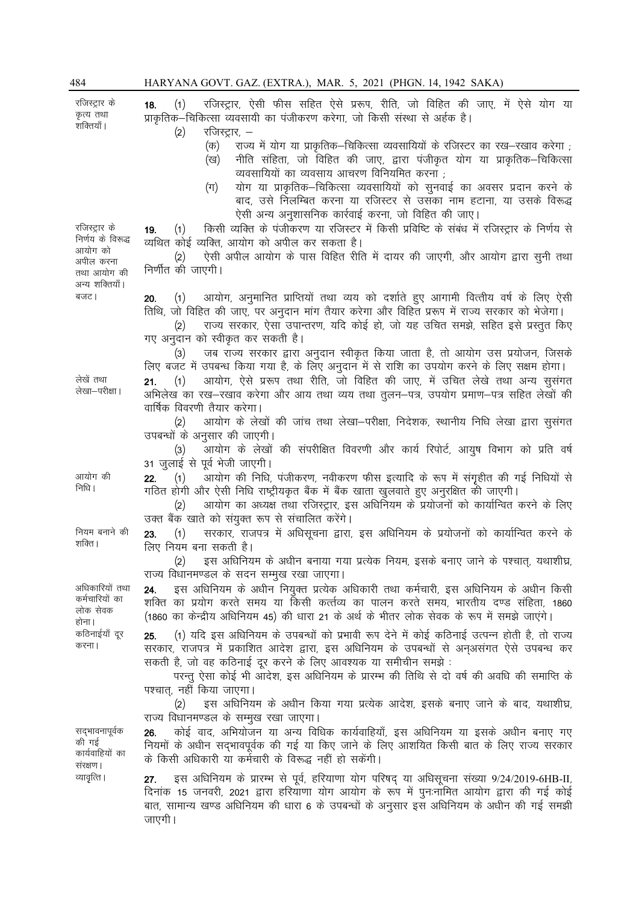**रजिस्ट्रार के कृत्य तथा शक्तियाँ।**

**18.** (1) रजिस्ट्रार, ऐसी फीस सहित ऐसे प्ररूप, रीति, जो विहित की जाए, में ऐसे योग या प्राकृतिक–चिकित्सा व्यवसायी का पंजीकरण करेगा, जो किसी संस्था से अर्हक है।

(2) रजिस्ट्रार, –

(क) राज्य में योग या प्राकृतिक–चिकित्सा व्यवसायियों के रजिस्टर का रख–रखाव करेगा ;

(ख) नीति संहिता, जो विहित की जाए, द्वारा पंजीकृत योग या प्राकृतिक–चिकित्सा व्यवसायियों का व्यवसाय आचरण विनियमित करना ;

(ग) योग या प्राकृतिक–चिकित्सा व्यवसायियों को सुनवाई का अवसर प्रदान करने के बाद, उसे निलम्बित करना या रजिस्टर से उसका नाम हटाना, या उसके विरूद्ध ऐसी अन्य अनुशासनिक कार्यवाई करना, जो विहित की जाए।

**रजिस्ट्रार के निर्णय के विरूद्ध आयोग को अपील करना तथा आयोग की अन्य शक्तियाँ।**

**19.** (1) किसी व्यक्ति के पंजीकरण या रजिस्टर में किसी प्रविष्टि के संबंध में रजिस्ट्रार के निर्णय से व्यथित कोई व्यक्ति, आयोग को अपील कर सकता है।

(2) ऐसी अपील आयोग के पास विहित रीति में दायर की जाएगी, और आयोग द्वारा सुनी तथा निर्णीत की जाएगी।

**बजट।**

**20.** (1) आयोग, अनुमानित प्राप्तियों तथा व्यय को दर्शाते हुए आगामी वित्तीय वर्ष के लिए ऐसी तिथि, जो विहित की जाए, पर अनुदान मांग तैयार करेगा और विहित प्ररूप में राज्य सरकार को भेजेगा।

(2) राज्य सरकार, ऐसा उपान्तरण, यदि कोई हो, जो यह उचित समझे, सहित इसे प्रस्तुत किए गए अनुदान को स्वीकृत कर सकती है।

(3) जब राज्य सरकार द्वारा अनुदान स्वीकृत किया जाता है, तो आयोग उस प्रयोजन, जिसके लिए बजट में उपबन्ध किया गया है, के लिए अनुदान में से राशि का उपयोग करने के लिए सक्षम होगा।

**लेखें तथा लेखा–परीक्षा।**

**21.** (1) आयोग, ऐसे प्ररूप तथा रीति, जो विहित की जाए, में उचित लेखे तथा अन्य सुसंगत अभिलेख का रख–रखाव करेगा और आय तथा व्यय तथा तुलन–पत्र, उपयोग प्रमाण–पत्र सहित लेखों की वार्षिक विवरणी तैयार करेगा।

(2) आयोग के लेखों की जांच तथा लेखा–परीक्षा, निदेशक, स्थानीय निधि लेखा द्वारा सुसंगत उपबन्धों के अनुसार की जाएगी।

(3) आयोग के लेखों की संपरीक्षित विवरणी और कार्य रिपोर्ट, आयुष विभाग को प्रति वर्ष 31 जुलाई से पूर्व भेजी जाएगी।

**आयोग की निधि।**

**22.** (1) आयोग की निधि, पंजीकरण, नवीकरण फीस इत्यादि के रूप में संगृहीत की गई निधियों से गठित होगी और ऐसी निधि राष्ट्रीयकृत बैंक में बैंक खाता खुलवाते हुए अनुरक्षित की जाएगी।

(2) आयोग का अध्यक्ष तथा रजिस्ट्रार, इस अधिनियम के प्रयोजनों को कार्यान्वित करने के लिए उक्त बैंक खाते को संयुक्त रूप से संचालित करेंगे।

**नियम बनाने की शक्ति।**

**23.** (1) सरकार, राजपत्र में अधिसूचना द्वारा, इस अधिनियम के प्रयोजनों को कार्यान्वित करने के लिए नियम बना सकती है।

(2) इस अधिनियम के अधीन बनाया गया प्रत्येक नियम, इसके बनाए जाने के पश्चात्, यथाशीघ्र, राज्य विधानमण्डल के सदन सम्मुख रखा जाएगा।

**अधिकारियों तथा कर्मचारियों का लोक सेवक होना।**

**24.** इस अधिनियम के अधीन नियुक्त प्रत्येक अधिकारी तथा कर्मचारी, इस अधिनियम के अधीन किसी शक्ति का प्रयोग करते समय या किसी कर्त्तव्य का पालन करते समय, भारतीय दण्ड संहिता, 1860 (1860 का केन्द्रीय अधिनियम 45) की धारा 21 के अर्थ के भीतर लोक सेवक के रूप में समझे जाएंगे।

**कठिनाईयाँ दूर करना।**

**25.** (1) यदि इस अधिनियम के उपबन्धों को प्रभावी रूप देने में कोई कठिनाई उत्पन्न होती है, तो राज्य सरकार, राजपत्र में प्रकाशित आदेश द्वारा, इस अधिनियम के उपबन्धों से अन्असंगत ऐसे उपबन्ध कर सकती है, जो वह कठिनाई दूर करने के लिए आवश्यक या समीचीन समझे :

परन्तु ऐसा कोई भी आदेश, इस अधिनियम के प्रारम्भ की तिथि से दो वर्ष की अवधि की समाप्ति के पश्चात्, नहीं किया जाएगा।

(2) इस अधिनियम के अधीन किया गया प्रत्येक आदेश, इसके बनाए जाने के बाद, यथाशीघ्र, राज्य विधानमण्डल के सम्मुख रखा जाएगा।

**सद्भावनापूर्वक की गई कार्यवाहियों का संरक्षण।**

**26.** कोई वाद, अभियोजन या अन्य विधिक कार्यवाहियाँ, इस अधिनियम या इसके अधीन बनाए गए नियमों के अधीन सद्भावपूर्वक की गई या किए जाने के लिए आशयित किसी बात के लिए राज्य सरकार के किसी अधिकारी या कर्मचारी के विरूद्ध नहीं हो सकेंगी।

**व्यावृत्ति।**

**27.** इस अधिनियम के प्रारम्भ से पूर्व, हरियाणा योग परिषद् या अधिसूचना संख्या 9/24/2019-6HB-II, दिनांक 15 जनवरी, 2021 द्वारा हरियाणा योग आयोग के रूप में पुनःनामित आयोग द्वारा की गई कोई बात, सामान्य खण्ड अधिनियम की धारा 6 के उपबन्धों के अनुसार इस अधिनियम के अधीन की गई समझी जाएगी।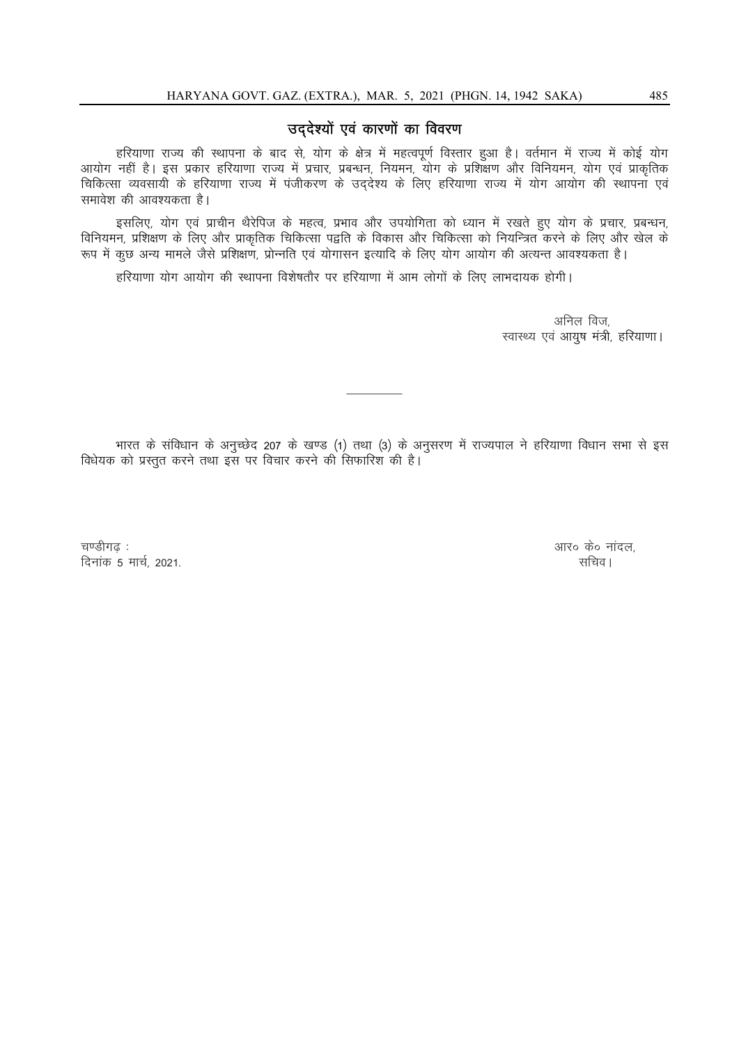## उद्देश्यों एवं कारणों का विवरण

हरियाणा राज्य की स्थापना के बाद से, योग के क्षेत्र में महत्वपूर्ण विस्तार हुआ है। वर्तमान में राज्य में कोई योग आयोग नहीं है। इस प्रकार हरियाणा राज्य में प्रचार, प्रबन्धन, नियमन, योग के प्रशिक्षण और विनियमन, योग एवं प्राकृतिक चिकित्सा व्यवसायी के हरियाणा राज्य में पंजीकरण के उद्देश्य के लिए हरियाणा राज्य में योग आयोग की स्थापना एवं समावेश की आवश्यकता है।

इसलिए, योग एवं प्राचीन थैरेपिज के महत्व, प्रभाव और उपयोगिता को ध्यान में रखते हुए योग के प्रचार, प्रबन्धन, विनियमन, प्रशिक्षण के लिए और प्राकृतिक चिकित्सा पद्वति के विकास और चिकित्सा को नियन्त्रित करने के लिए और खेल के रूप में कुछ अन्य मामले जैसे प्रशिक्षण, प्रोन्नति एवं योगासन इत्यादि के लिए योग आयोग की अत्यन्त आवश्यकता है।

हरियाणा योग आयोग की स्थापना विशेषतौर पर हरियाणा में आम लोगों के लिए लाभदायक होगी।

अनिल विज,  
स्वास्थ्य एवं आयुष मंत्री, हरियाणा।

---

भारत के संविधान के अनुच्छेद 207 के खण्ड (1) तथा (3) के अनुसरण में राज्यपाल ने हरियाणा विधान सभा से इस विधेयक को प्रस्तुत करने तथा इस पर विचार करने की सिफारिश की है।

चण्डीगढ़ :  
दिनांक 5 मार्च, 2021.

आर० के० नांदल,  
सचिव।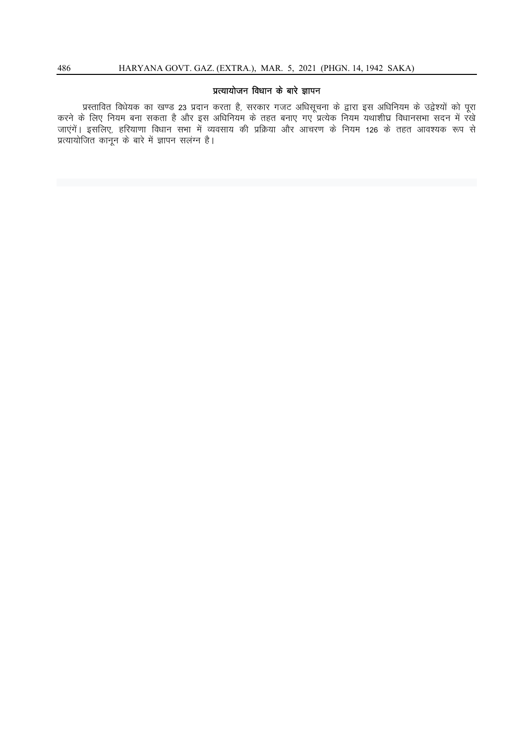## प्रत्यायोजन विधान के बारे ज्ञापन

प्रस्तावित विधेयक का खण्ड 23 प्रदान करता है, सरकार गजट अधिसूचना के द्वारा इस अधिनियम के उद्देश्यों को पूरा करने के लिए नियम बना सकता है और इस अधिनियम के तहत बनाए गए प्रत्येक नियम यथाशीघ्र विधानसभा सदन में रखे जाएंगें। इसलिए, हरियाणा विधान सभा में व्यवसाय की प्रक्रिया और आचरण के नियम 126 के तहत आवश्यक रूप से प्रत्यायोजित कानून के बारे में ज्ञापन सलंग्न है।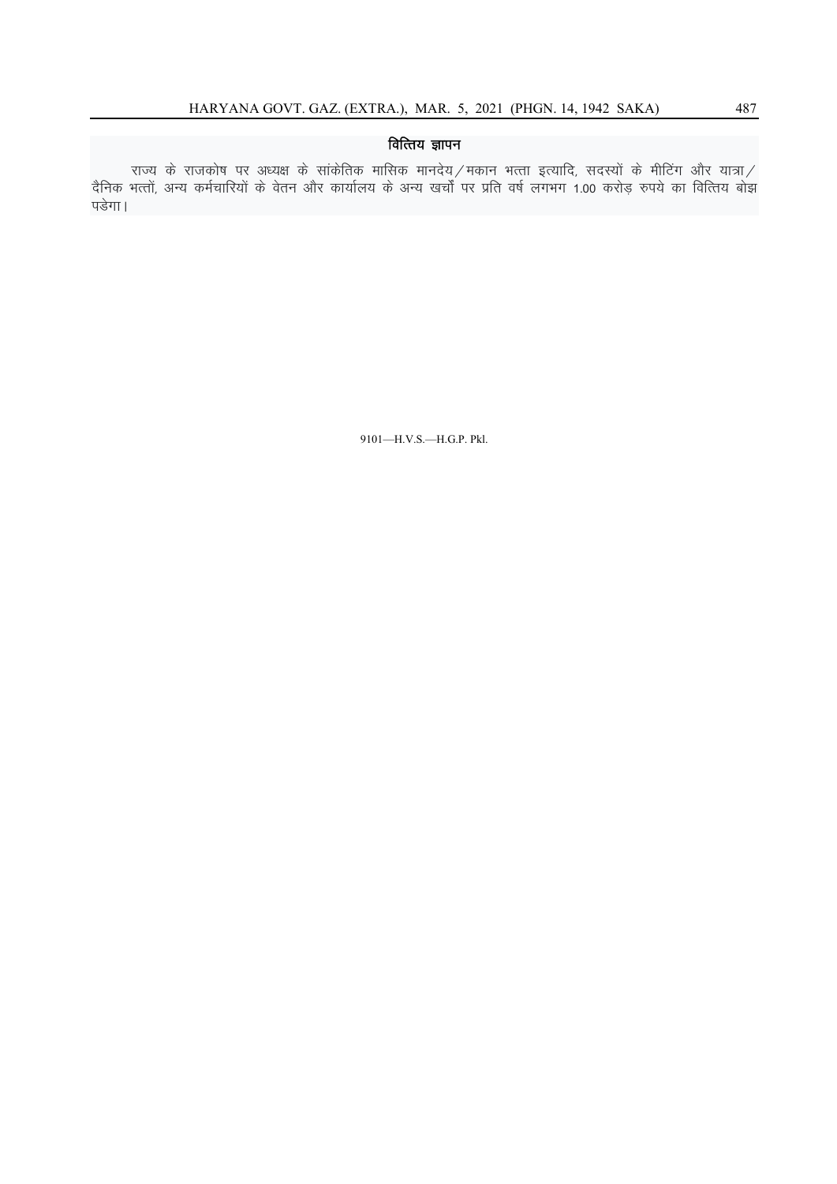## वित्तिय ज्ञापन

राज्य के राजकोष पर अध्यक्ष के सांकेतिक मासिक मानदेय/मकान भत्ता इत्यादि, सदस्यों के मीटिंग और यात्रा/दैनिक भत्तों, अन्य कर्मचारियों के वेतन और कार्यालय के अन्य खर्चों पर प्रति वर्ष लगभग 1.00 करोड़ रुपये का वित्तिय बोझ पडेगा।

9101—H.V.S.—H.G.P. Pkl.